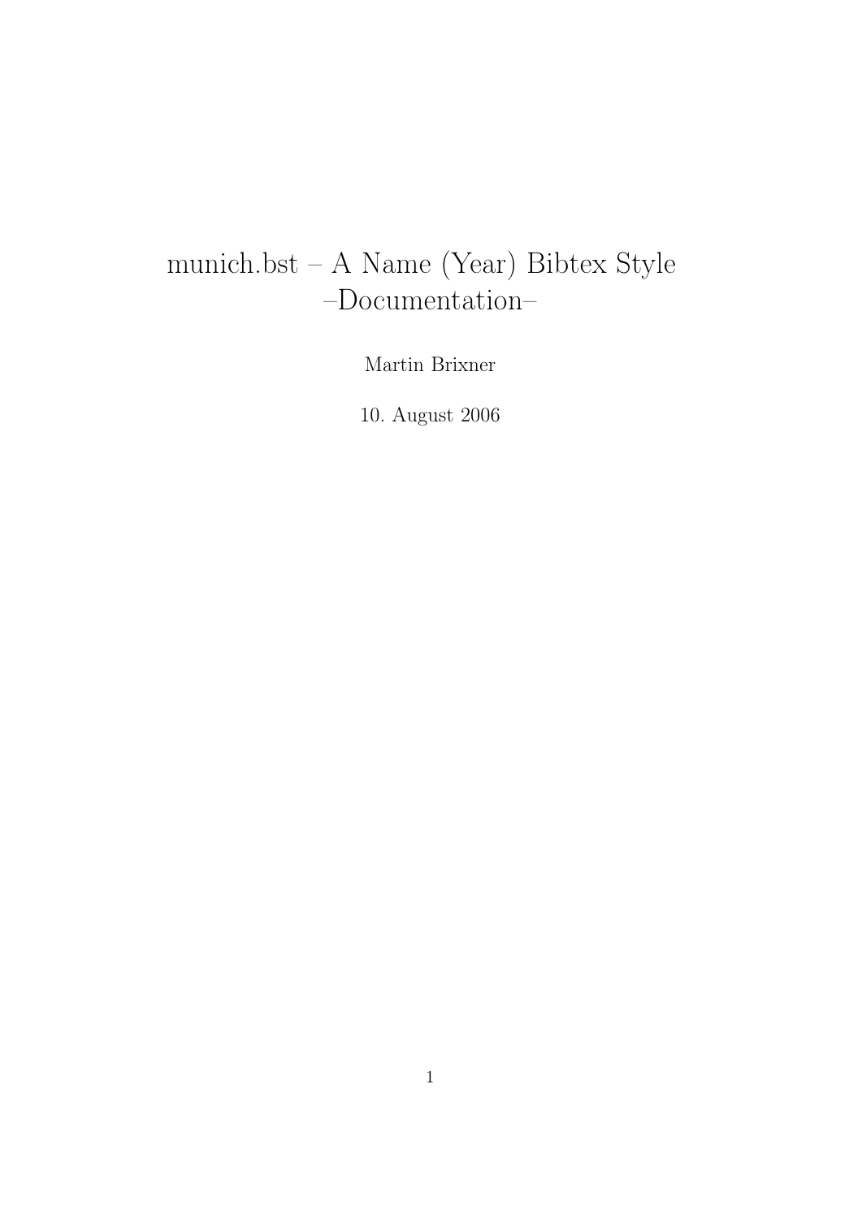# munich.bst – A Name (Year) Bibtex Style –Documentation–

Martin Brixner

10. August 2006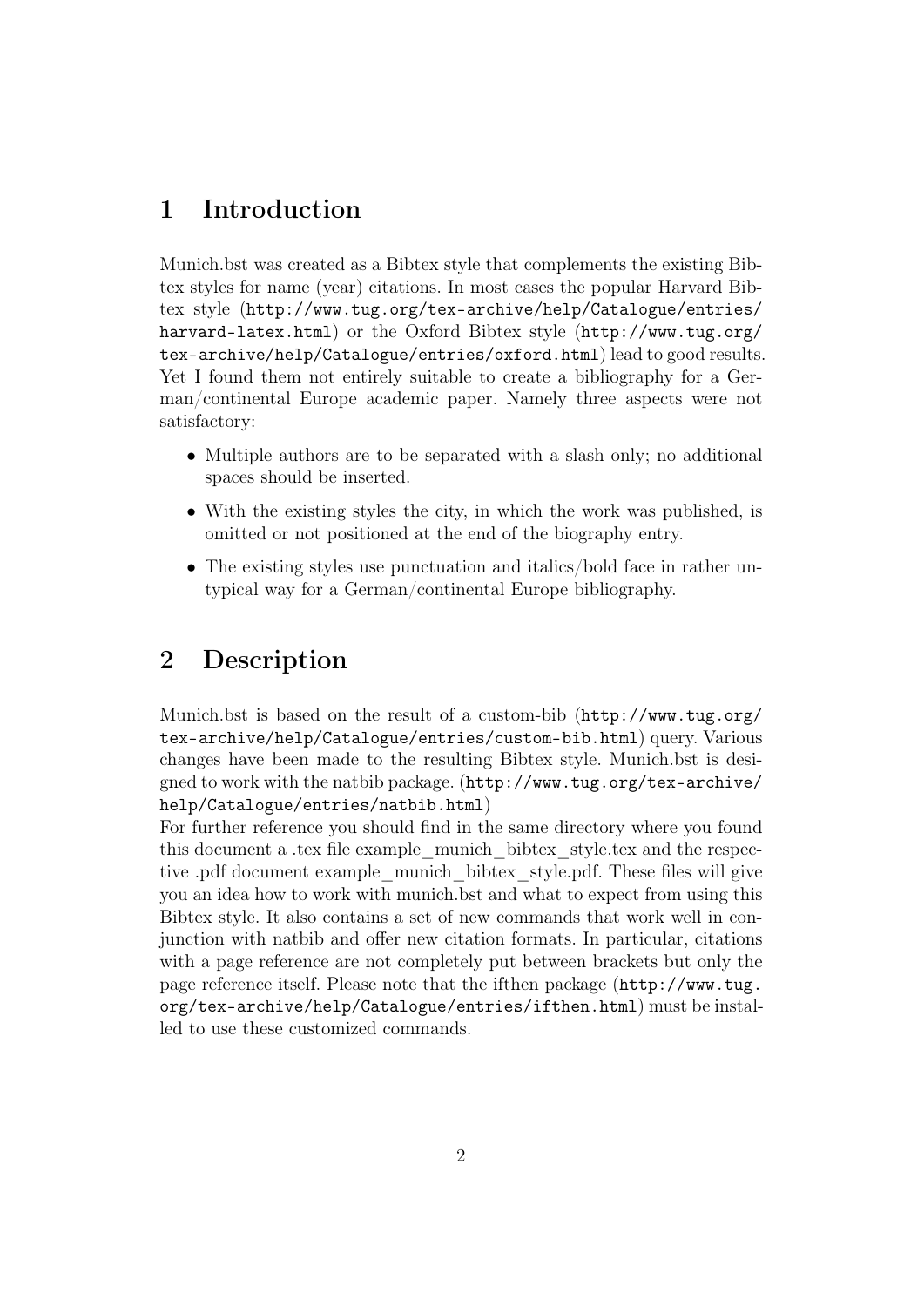# 1 Introduction

Munich.bst was created as a Bibtex style that complements the existing Bibtex styles for name (year) citations. In most cases the popular Harvard Bibtex style (`http://www.tug.org/tex-archive/help/Catalogue/entries/harvard-latex.html`) or the Oxford Bibtex style (`http://www.tug.org/tex-archive/help/Catalogue/entries/oxford.html`) lead to good results. Yet I found them not entirely suitable to create a bibliography for a German/continental Europe academic paper. Namely three aspects were not satisfactory:

- Multiple authors are to be separated with a slash only; no additional spaces should be inserted.
- With the existing styles the city, in which the work was published, is omitted or not positioned at the end of the biography entry.
- The existing styles use punctuation and italics/bold face in rather untypical way for a German/continental Europe bibliography.

# 2 Description

Munich.bst is based on the result of a custom-bib (`http://www.tug.org/tex-archive/help/Catalogue/entries/custom-bib.html`) query. Various changes have been made to the resulting Bibtex style. Munich.bst is designed to work with the natbib package. (`http://www.tug.org/tex-archive/help/Catalogue/entries/natbib.html`)
For further reference you should find in the same directory where you found this document a .tex file example_munich_bibtex_style.tex and the respective .pdf document example_munich_bibtex_style.pdf. These files will give you an idea how to work with munich.bst and what to expect from using this Bibtex style. It also contains a set of new commands that work well in conjunction with natbib and offer new citation formats. In particular, citations with a page reference are not completely put between brackets but only the page reference itself. Please note that the ifthen package (`http://www.tug.org/tex-archive/help/Catalogue/entries/ifthen.html`) must be installed to use these customized commands.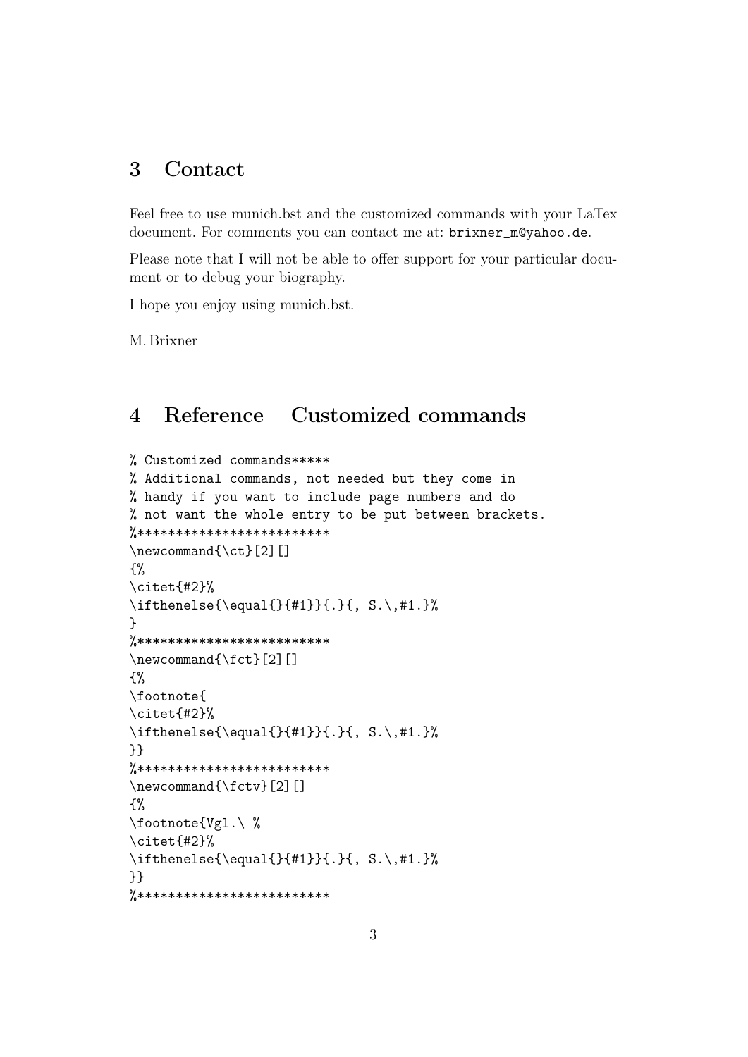## 3 Contact

Feel free to use munich.bst and the customized commands with your LaTex document. For comments you can contact me at: `brixner_m@yahoo.de`.

Please note that I will not be able to offer support for your particular document or to debug your biography.

I hope you enjoy using munich.bst.

M. Brixner

## 4 Reference – Customized commands

```
% Customized commands*****
% Additional commands, not needed but they come in
% handy if you want to include page numbers and do
% not want the whole entry to be put between brackets.
%*************************
\newcommand{\ct}[2][]
{%
\citet{#2}%
\ifthenelse{\equal{}{#1}}{.}{, S.\,#1.}%
}
%*************************
\newcommand{\fct}[2][]
{%
\footnote{
\citet{#2}%
\ifthenelse{\equal{}{#1}}{.}{, S.\,#1.}%
}}
%*************************
\newcommand{\fctv}[2][]
{%
\footnote{Vgl.\ %
\citet{#2}%
\ifthenelse{\equal{}{#1}}{.}{, S.\,#1.}%
}}
%*************************
```